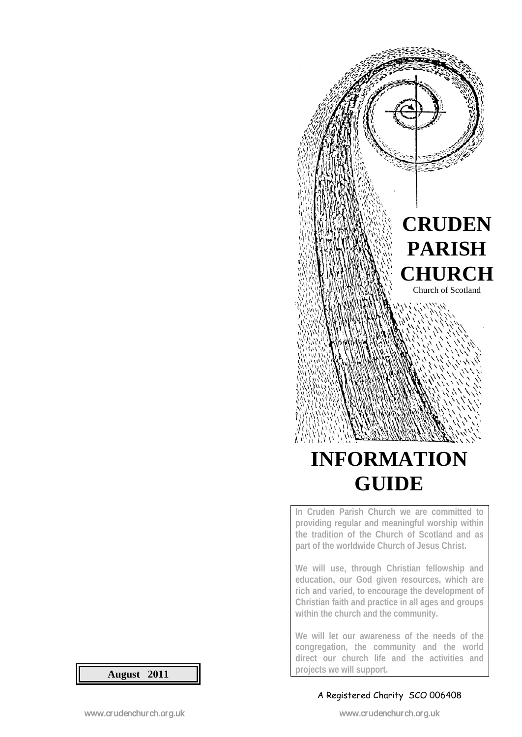# CRUDEN PARISH CHURCH

Church of Scotland

# INFORMATION GUIDE

**In Cruden Parish Church we are committed to providing regular and meaningful worship within the tradition of the Church of Scotland and as part of the worldwide Church of Jesus Christ.**

**We will use, through Christian fellowship and education, our God given resources, which are rich and varied, to encourage the development of Christian faith and practice in all ages and groups within the church and the community.**

**We will let our awareness of the needs of the congregation, the community and the world direct our church life and the activities and projects we will support.**

**August 2011**

A Registered Charity SCO 006408

www.crudenchurch.org.uk

www.crudenchurch.org.uk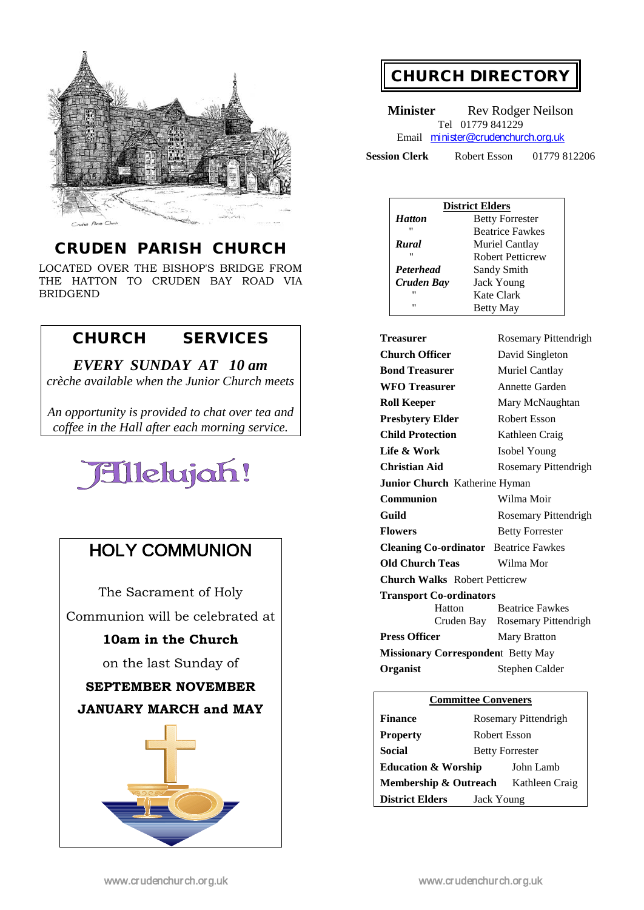# CRUDEN PARISH CHURCH

LOCATED OVER THE BISHOP'S BRIDGE FROM THE HATTON TO CRUDEN BAY ROAD VIA BRIDGEND

## CHURCH SERVICES

***EVERY SUNDAY AT 10 am***

*crèche available when the Junior Church meets*

*An opportunity is provided to chat over tea and coffee in the Hall after each morning service.*

Hallelujah!

## HOLY COMMUNION

The Sacrament of Holy Communion will be celebrated at

**10am in the Church**

on the last Sunday of

**SEPTEMBER NOVEMBER JANUARY MARCH and MAY**

## CHURCH DIRECTORY

**Minister** Rev Rodger Neilson
Tel 01779 841229
Email minister@crudenchurch.org.uk

**Session Clerk** Robert Esson 01779 812206

| District Elders | |
|---|---|
| ***Hatton*** | Betty Forrester |
| " | Beatrice Fawkes |
| ***Rural*** | Muriel Cantlay |
| " | Robert Petticrew |
| ***Peterhead*** | Sandy Smith |
| ***Cruden Bay*** | Jack Young |
| " | Kate Clark |
| " | Betty May |

| | |
|---|---|
| **Treasurer** | Rosemary Pittendrigh |
| **Church Officer** | David Singleton |
| **Bond Treasurer** | Muriel Cantlay |
| **WFO Treasurer** | Annette Garden |
| **Roll Keeper** | Mary McNaughtan |
| **Presbytery Elder** | Robert Esson |
| **Child Protection** | Kathleen Craig |
| **Life & Work** | Isobel Young |
| **Christian Aid** | Rosemary Pittendrigh |
| **Junior Church** | Katherine Hyman |
| **Communion** | Wilma Moir |
| **Guild** | Rosemary Pittendrigh |
| **Flowers** | Betty Forrester |
| **Cleaning Co-ordinator** | Beatrice Fawkes |
| **Old Church Teas** | Wilma Mor |
| **Church Walks** | Robert Petticrew |
| **Transport Co-ordinators** | |
| Hatton | Beatrice Fawkes |
| Cruden Bay | Rosemary Pittendrigh |
| **Press Officer** | Mary Bratton |
| **Missionary Correspondent** | Betty May |
| **Organist** | Stephen Calder |

| Committee Conveners | |
|---|---|
| **Finance** | Rosemary Pittendrigh |
| **Property** | Robert Esson |
| **Social** | Betty Forrester |
| **Education & Worship** | John Lamb |
| **Membership & Outreach** | Kathleen Craig |
| **District Elders** | Jack Young |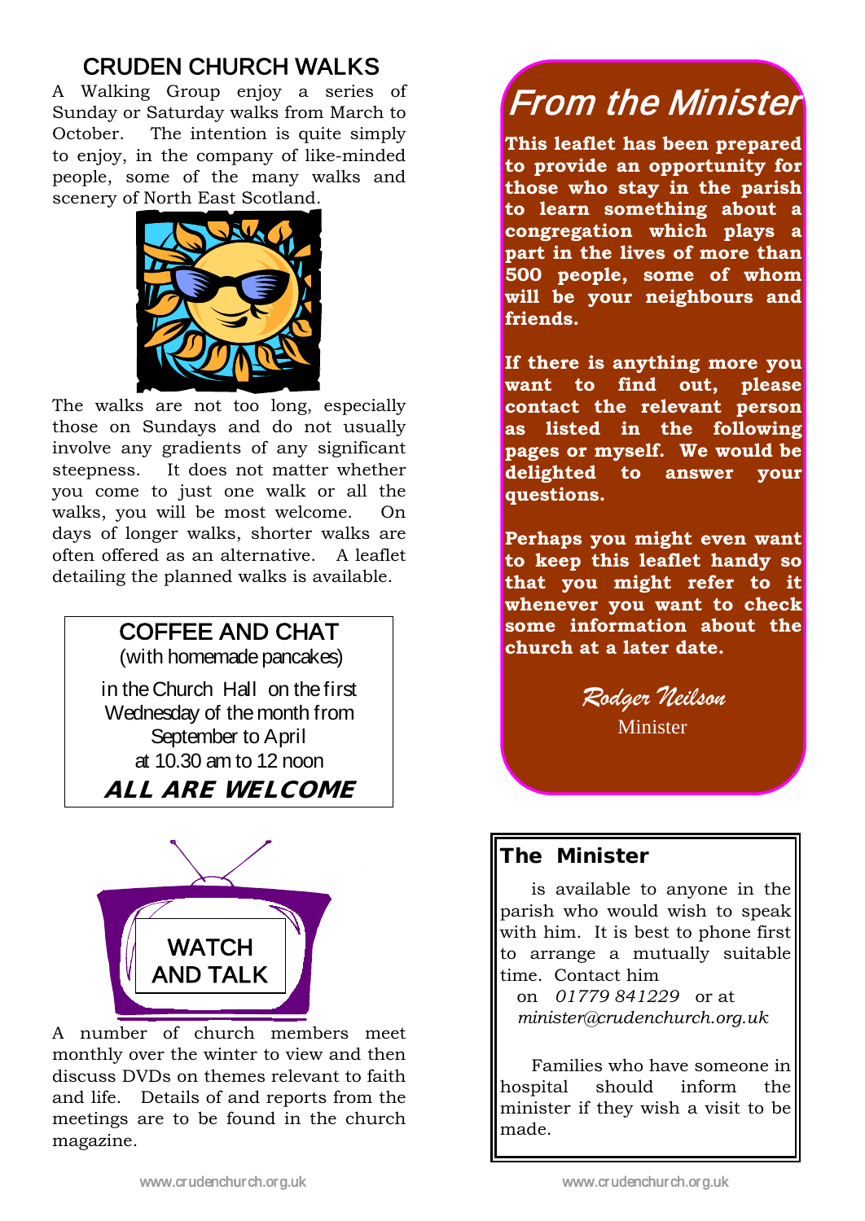## CRUDEN CHURCH WALKS

A Walking Group enjoy a series of Sunday or Saturday walks from March to October. The intention is quite simply to enjoy, in the company of like-minded people, some of the many walks and scenery of North East Scotland.

The walks are not too long, especially those on Sundays and do not usually involve any gradients of any significant steepness. It does not matter whether you come to just one walk or all the walks, you will be most welcome. On days of longer walks, shorter walks are often offered as an alternative. A leaflet detailing the planned walks is available.

### COFFEE AND CHAT
(with homemade pancakes)

in the Church Hall on the first Wednesday of the month from September to April at 10.30 am to 12 noon

***ALL ARE WELCOME***

### WATCH AND TALK

A number of church members meet monthly over the winter to view and then discuss DVDs on themes relevant to faith and life. Details of and reports from the meetings are to be found in the church magazine.

## *From the Minister*

**This leaflet has been prepared to provide an opportunity for those who stay in the parish to learn something about a congregation which plays a part in the lives of more than 500 people, some of whom will be your neighbours and friends.**

**If there is anything more you want to find out, please contact the relevant person as listed in the following pages or myself. We would be delighted to answer your questions.**

**Perhaps you might even want to keep this leaflet handy so that you might refer to it whenever you want to check some information about the church at a later date.**

*Rodger Neilson*
Minister

### The Minister

is available to anyone in the parish who would wish to speak with him. It is best to phone first to arrange a mutually suitable time. Contact him on *01779 841229* or at *minister@crudenchurch.org.uk*

Families who have someone in hospital should inform the minister if they wish a visit to be made.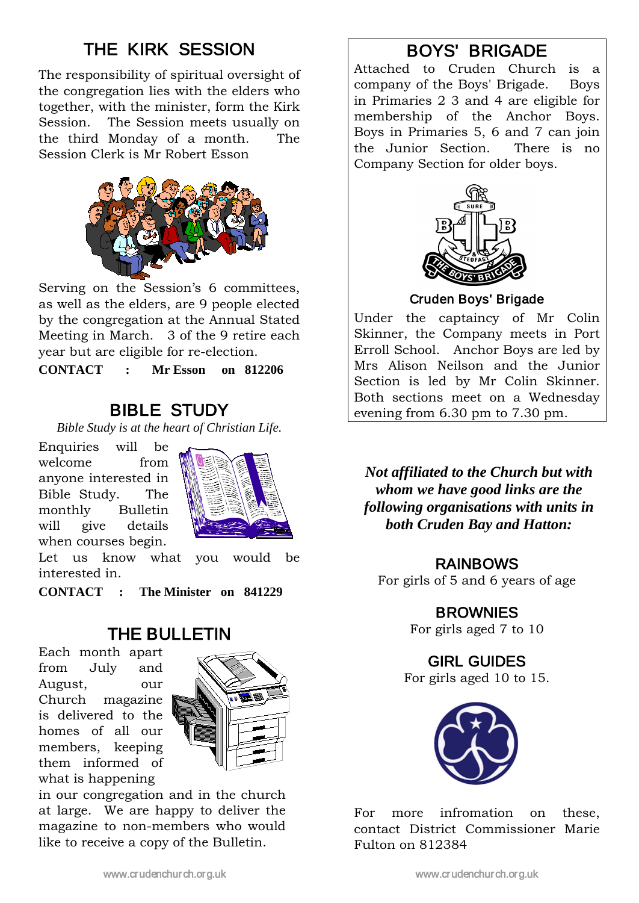## THE KIRK SESSION

The responsibility of spiritual oversight of the congregation lies with the elders who together, with the minister, form the Kirk Session. The Session meets usually on the third Monday of a month. The Session Clerk is Mr Robert Esson

Serving on the Session's 6 committees, as well as the elders, are 9 people elected by the congregation at the Annual Stated Meeting in March. 3 of the 9 retire each year but are eligible for re-election.

**CONTACT : Mr Esson on 812206**

## BIBLE STUDY

*Bible Study is at the heart of Christian Life.*

Enquiries will be welcome from anyone interested in Bible Study. The monthly Bulletin will give details when courses begin.

Let us know what you would be interested in.

**CONTACT : The Minister on 841229**

## THE BULLETIN

Each month apart from July and August, our Church magazine is delivered to the homes of all our members, keeping them informed of what is happening in our congregation and in the church at large. We are happy to deliver the magazine to non-members who would like to receive a copy of the Bulletin.

## BOYS' BRIGADE

Attached to Cruden Church is a company of the Boys' Brigade. Boys in Primaries 2 3 and 4 are eligible for membership of the Anchor Boys. Boys in Primaries 5, 6 and 7 can join the Junior Section. There is no Company Section for older boys.

Cruden Boys' Brigade

Under the captaincy of Mr Colin Skinner, the Company meets in Port Erroll School. Anchor Boys are led by Mrs Alison Neilson and the Junior Section is led by Mr Colin Skinner. Both sections meet on a Wednesday evening from 6.30 pm to 7.30 pm.

***Not affiliated to the Church but with whom we have good links are the following organisations with units in both Cruden Bay and Hatton:***

### RAINBOWS

For girls of 5 and 6 years of age

### BROWNIES

For girls aged 7 to 10

### GIRL GUIDES

For girls aged 10 to 15.

For more infromation on these, contact District Commissioner Marie Fulton on 812384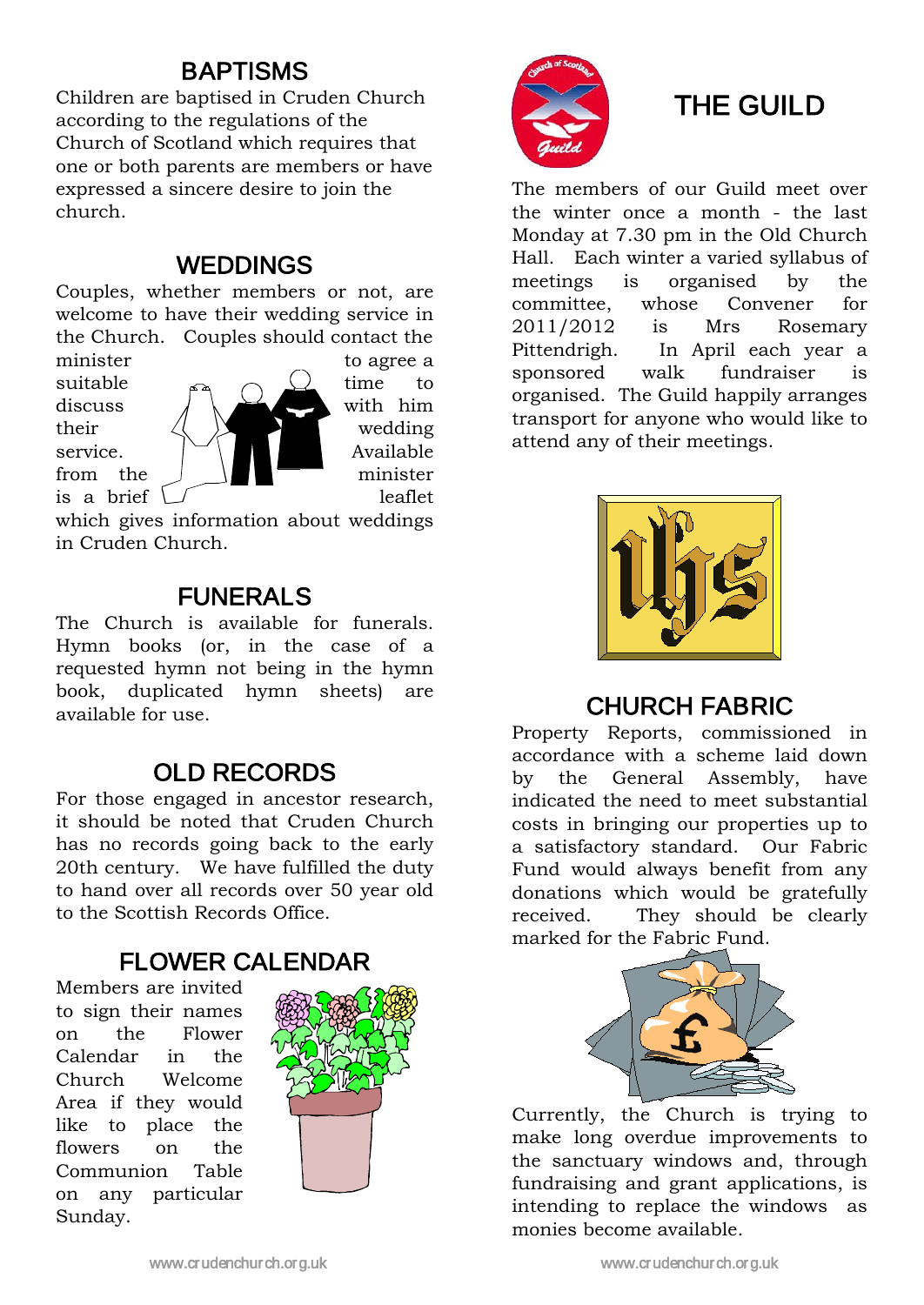## BAPTISMS

Children are baptised in Cruden Church according to the regulations of the Church of Scotland which requires that one or both parents are members or have expressed a sincere desire to join the church.

## WEDDINGS

Couples, whether members or not, are welcome to have their wedding service in the Church. Couples should contact the minister to agree a suitable time to discuss with him their wedding service. Available from the minister is a brief leaflet which gives information about weddings in Cruden Church.

## FUNERALS

The Church is available for funerals. Hymn books (or, in the case of a requested hymn not being in the hymn book, duplicated hymn sheets) are available for use.

## OLD RECORDS

For those engaged in ancestor research, it should be noted that Cruden Church has no records going back to the early 20th century. We have fulfilled the duty to hand over all records over 50 year old to the Scottish Records Office.

## FLOWER CALENDAR

Members are invited to sign their names on the Flower Calendar in the Church Welcome Area if they would like to place the flowers on the Communion Table on any particular Sunday.

## THE GUILD

The members of our Guild meet over the winter once a month - the last Monday at 7.30 pm in the Old Church Hall. Each winter a varied syllabus of meetings is organised by the committee, whose Convener for 2011/2012 is Mrs Rosemary Pittendrigh. In April each year a sponsored walk fundraiser is organised. The Guild happily arranges transport for anyone who would like to attend any of their meetings.

## CHURCH FABRIC

Property Reports, commissioned in accordance with a scheme laid down by the General Assembly, have indicated the need to meet substantial costs in bringing our properties up to a satisfactory standard. Our Fabric Fund would always benefit from any donations which would be gratefully received. They should be clearly marked for the Fabric Fund.

Currently, the Church is trying to make long overdue improvements to the sanctuary windows and, through fundraising and grant applications, is intending to replace the windows as monies become available.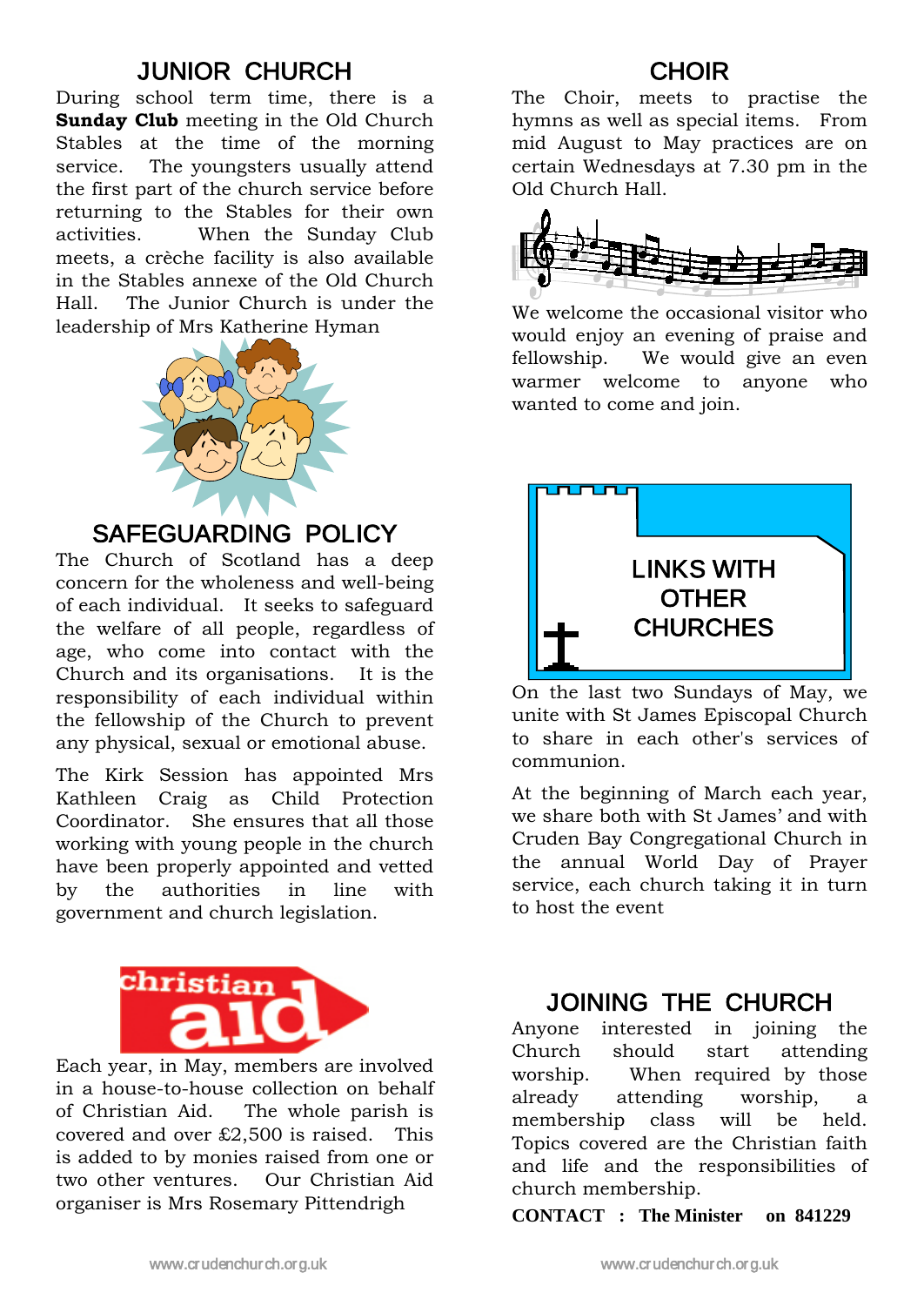## JUNIOR CHURCH

During school term time, there is a **Sunday Club** meeting in the Old Church Stables at the time of the morning service. The youngsters usually attend the first part of the church service before returning to the Stables for their own activities. When the Sunday Club meets, a crèche facility is also available in the Stables annexe of the Old Church Hall. The Junior Church is under the leadership of Mrs Katherine Hyman

## SAFEGUARDING POLICY

The Church of Scotland has a deep concern for the wholeness and well-being of each individual. It seeks to safeguard the welfare of all people, regardless of age, who come into contact with the Church and its organisations. It is the responsibility of each individual within the fellowship of the Church to prevent any physical, sexual or emotional abuse.

The Kirk Session has appointed Mrs Kathleen Craig as Child Protection Coordinator. She ensures that all those working with young people in the church have been properly appointed and vetted by the authorities in line with government and church legislation.

christian aid

Each year, in May, members are involved in a house-to-house collection on behalf of Christian Aid. The whole parish is covered and over £2,500 is raised. This is added to by monies raised from one or two other ventures. Our Christian Aid organiser is Mrs Rosemary Pittendrigh

## CHOIR

The Choir, meets to practise the hymns as well as special items. From mid August to May practices are on certain Wednesdays at 7.30 pm in the Old Church Hall.

We welcome the occasional visitor who would enjoy an evening of praise and fellowship. We would give an even warmer welcome to anyone who wanted to come and join.

## LINKS WITH OTHER CHURCHES

On the last two Sundays of May, we unite with St James Episcopal Church to share in each other's services of communion.

At the beginning of March each year, we share both with St James' and with Cruden Bay Congregational Church in the annual World Day of Prayer service, each church taking it in turn to host the event

## JOINING THE CHURCH

Anyone interested in joining the Church should start attending worship. When required by those already attending worship, a membership class will be held. Topics covered are the Christian faith and life and the responsibilities of church membership.

**CONTACT : The Minister on 841229**